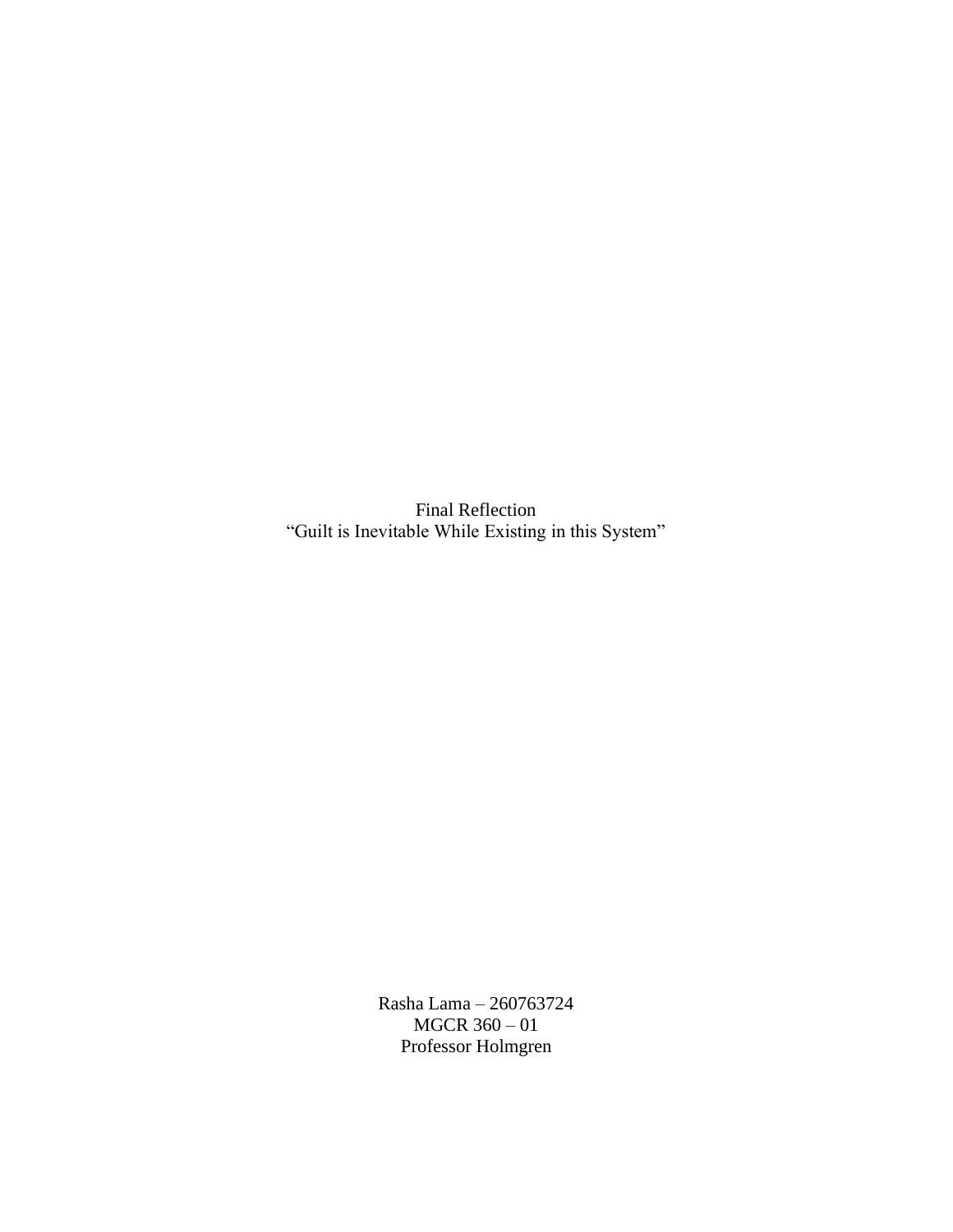Final Reflection

"Guilt is Inevitable While Existing in this System"

Rasha Lama – 260763724

MGCR 360 – 01

Professor Holmgren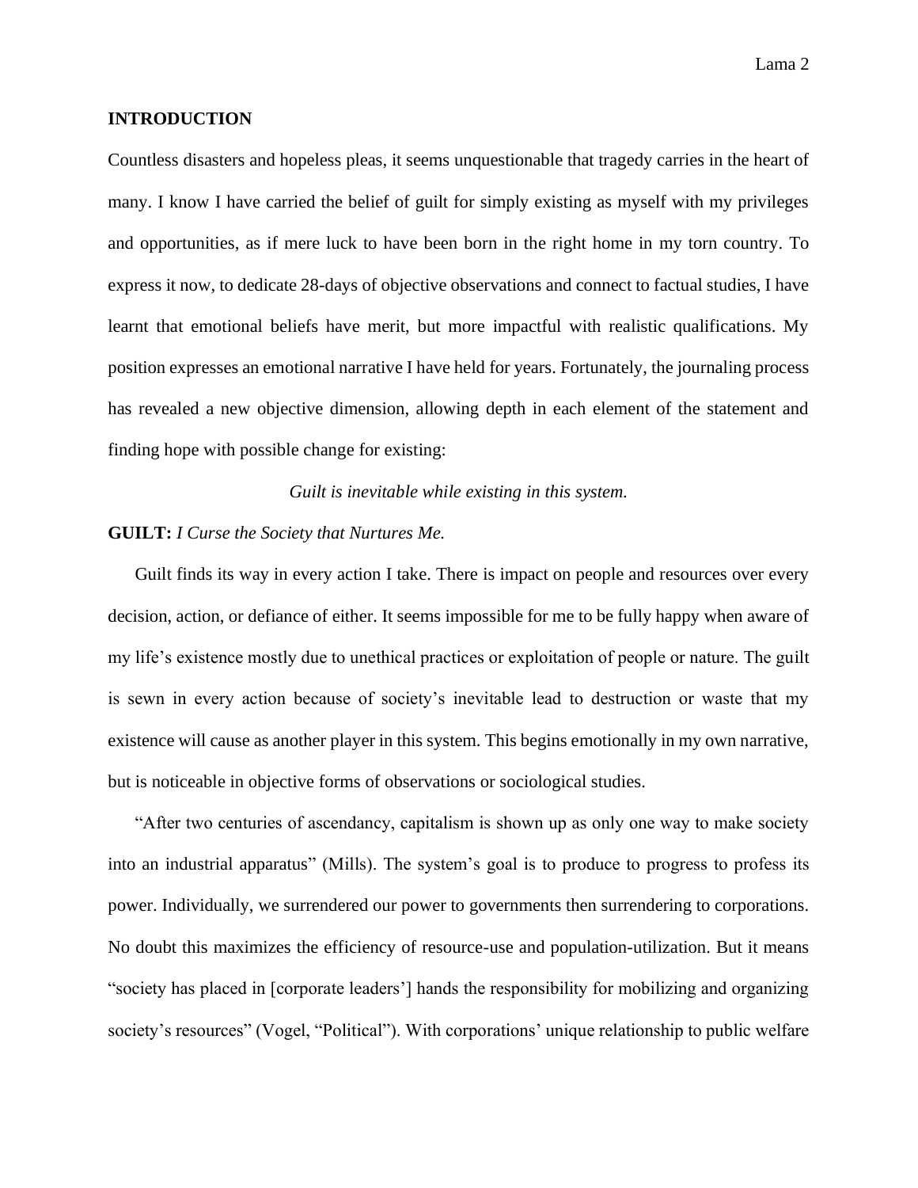## INTRODUCTION

Countless disasters and hopeless pleas, it seems unquestionable that tragedy carries in the heart of many. I know I have carried the belief of guilt for simply existing as myself with my privileges and opportunities, as if mere luck to have been born in the right home in my torn country. To express it now, to dedicate 28-days of objective observations and connect to factual studies, I have learnt that emotional beliefs have merit, but more impactful with realistic qualifications. My position expresses an emotional narrative I have held for years. Fortunately, the journaling process has revealed a new objective dimension, allowing depth in each element of the statement and finding hope with possible change for existing:

*Guilt is inevitable while existing in this system.*

**GUILT:** *I Curse the Society that Nurtures Me.*

Guilt finds its way in every action I take. There is impact on people and resources over every decision, action, or defiance of either. It seems impossible for me to be fully happy when aware of my life's existence mostly due to unethical practices or exploitation of people or nature. The guilt is sewn in every action because of society's inevitable lead to destruction or waste that my existence will cause as another player in this system. This begins emotionally in my own narrative, but is noticeable in objective forms of observations or sociological studies.

"After two centuries of ascendancy, capitalism is shown up as only one way to make society into an industrial apparatus" (Mills). The system's goal is to produce to progress to profess its power. Individually, we surrendered our power to governments then surrendering to corporations. No doubt this maximizes the efficiency of resource-use and population-utilization. But it means "society has placed in [corporate leaders'] hands the responsibility for mobilizing and organizing society's resources" (Vogel, "Political"). With corporations' unique relationship to public welfare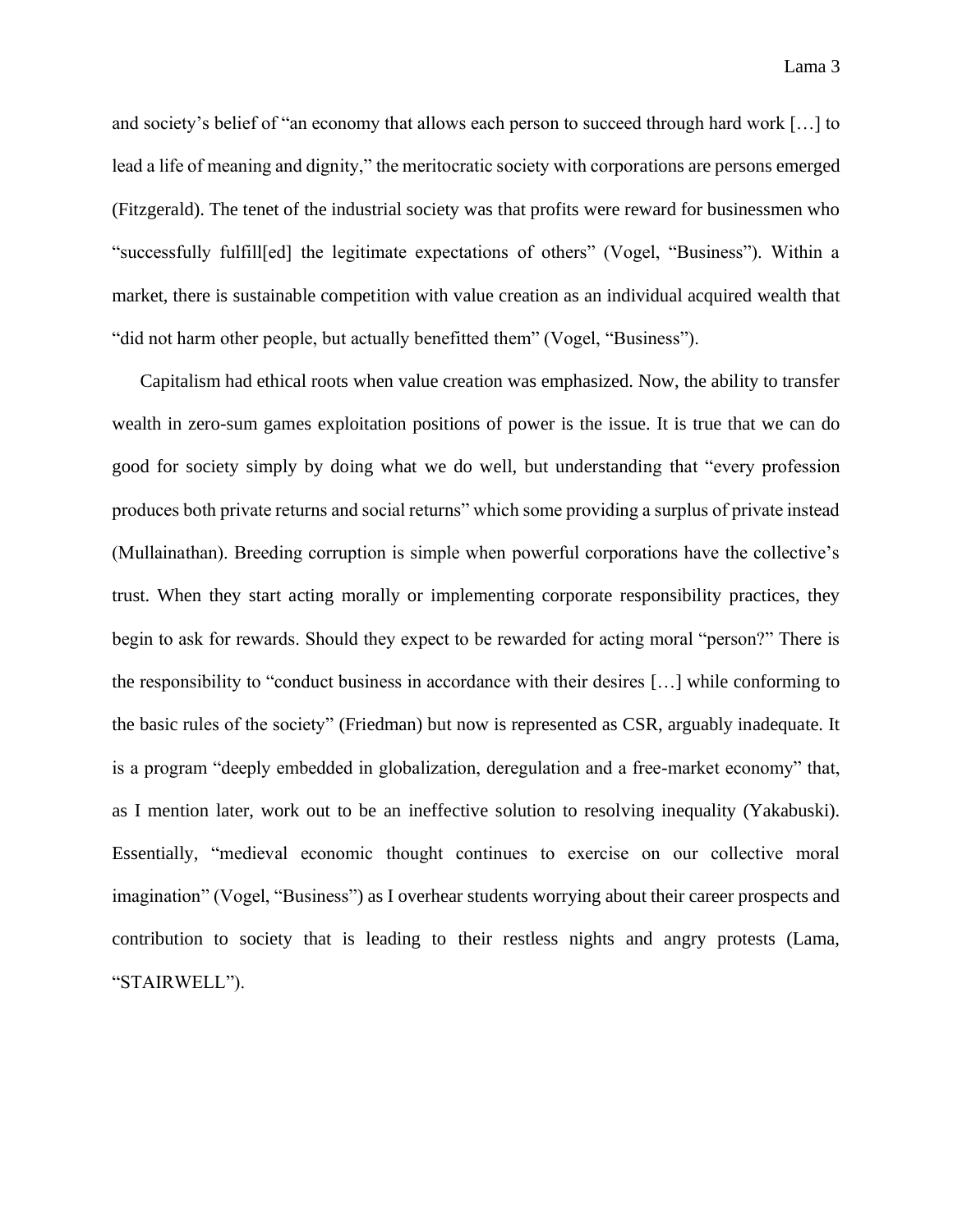and society's belief of "an economy that allows each person to succeed through hard work […] to lead a life of meaning and dignity," the meritocratic society with corporations are persons emerged (Fitzgerald). The tenet of the industrial society was that profits were reward for businessmen who "successfully fulfill[ed] the legitimate expectations of others" (Vogel, "Business"). Within a market, there is sustainable competition with value creation as an individual acquired wealth that "did not harm other people, but actually benefitted them" (Vogel, "Business").

Capitalism had ethical roots when value creation was emphasized. Now, the ability to transfer wealth in zero-sum games exploitation positions of power is the issue. It is true that we can do good for society simply by doing what we do well, but understanding that "every profession produces both private returns and social returns" which some providing a surplus of private instead (Mullainathan). Breeding corruption is simple when powerful corporations have the collective's trust. When they start acting morally or implementing corporate responsibility practices, they begin to ask for rewards. Should they expect to be rewarded for acting moral "person?" There is the responsibility to "conduct business in accordance with their desires […] while conforming to the basic rules of the society" (Friedman) but now is represented as CSR, arguably inadequate. It is a program "deeply embedded in globalization, deregulation and a free-market economy" that, as I mention later, work out to be an ineffective solution to resolving inequality (Yakabuski). Essentially, "medieval economic thought continues to exercise on our collective moral imagination" (Vogel, "Business") as I overhear students worrying about their career prospects and contribution to society that is leading to their restless nights and angry protests (Lama, "STAIRWELL").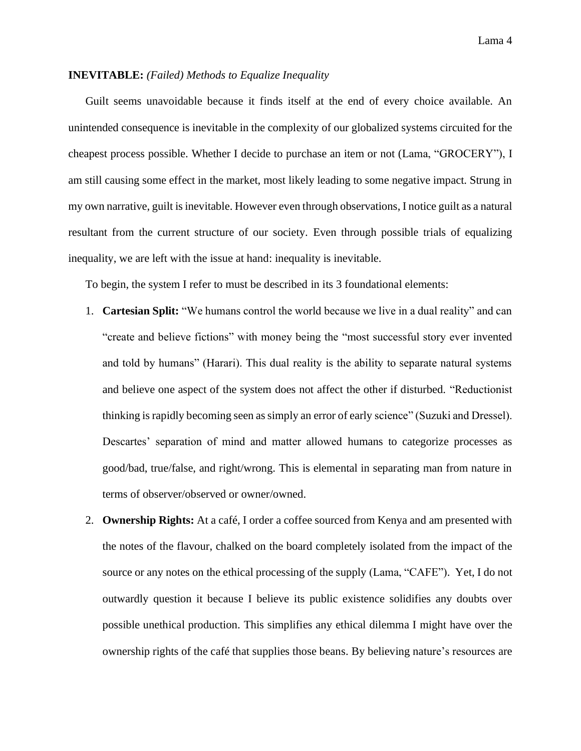**INEVITABLE:** *(Failed) Methods to Equalize Inequality*

Guilt seems unavoidable because it finds itself at the end of every choice available. An unintended consequence is inevitable in the complexity of our globalized systems circuited for the cheapest process possible. Whether I decide to purchase an item or not (Lama, "GROCERY"), I am still causing some effect in the market, most likely leading to some negative impact. Strung in my own narrative, guilt is inevitable. However even through observations, I notice guilt as a natural resultant from the current structure of our society. Even through possible trials of equalizing inequality, we are left with the issue at hand: inequality is inevitable.

To begin, the system I refer to must be described in its 3 foundational elements:

1. **Cartesian Split:** "We humans control the world because we live in a dual reality" and can "create and believe fictions" with money being the "most successful story ever invented and told by humans" (Harari). This dual reality is the ability to separate natural systems and believe one aspect of the system does not affect the other if disturbed. "Reductionist thinking is rapidly becoming seen as simply an error of early science" (Suzuki and Dressel). Descartes' separation of mind and matter allowed humans to categorize processes as good/bad, true/false, and right/wrong. This is elemental in separating man from nature in terms of observer/observed or owner/owned.
2. **Ownership Rights:** At a café, I order a coffee sourced from Kenya and am presented with the notes of the flavour, chalked on the board completely isolated from the impact of the source or any notes on the ethical processing of the supply (Lama, "CAFE"). Yet, I do not outwardly question it because I believe its public existence solidifies any doubts over possible unethical production. This simplifies any ethical dilemma I might have over the ownership rights of the café that supplies those beans. By believing nature's resources are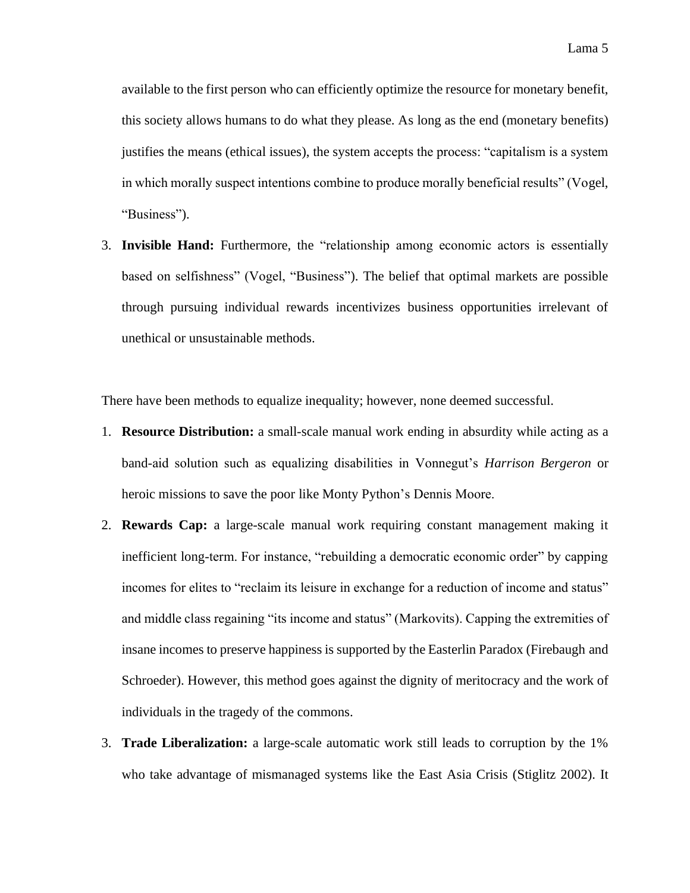available to the first person who can efficiently optimize the resource for monetary benefit, this society allows humans to do what they please. As long as the end (monetary benefits) justifies the means (ethical issues), the system accepts the process: "capitalism is a system in which morally suspect intentions combine to produce morally beneficial results" (Vogel, "Business").

3. **Invisible Hand:** Furthermore, the "relationship among economic actors is essentially based on selfishness" (Vogel, "Business"). The belief that optimal markets are possible through pursuing individual rewards incentivizes business opportunities irrelevant of unethical or unsustainable methods.

There have been methods to equalize inequality; however, none deemed successful.

1. **Resource Distribution:** a small-scale manual work ending in absurdity while acting as a band-aid solution such as equalizing disabilities in Vonnegut's *Harrison Bergeron* or heroic missions to save the poor like Monty Python's Dennis Moore.
2. **Rewards Cap:** a large-scale manual work requiring constant management making it inefficient long-term. For instance, "rebuilding a democratic economic order" by capping incomes for elites to "reclaim its leisure in exchange for a reduction of income and status" and middle class regaining "its income and status" (Markovits). Capping the extremities of insane incomes to preserve happiness is supported by the Easterlin Paradox (Firebaugh and Schroeder). However, this method goes against the dignity of meritocracy and the work of individuals in the tragedy of the commons.
3. **Trade Liberalization:** a large-scale automatic work still leads to corruption by the 1% who take advantage of mismanaged systems like the East Asia Crisis (Stiglitz 2002). It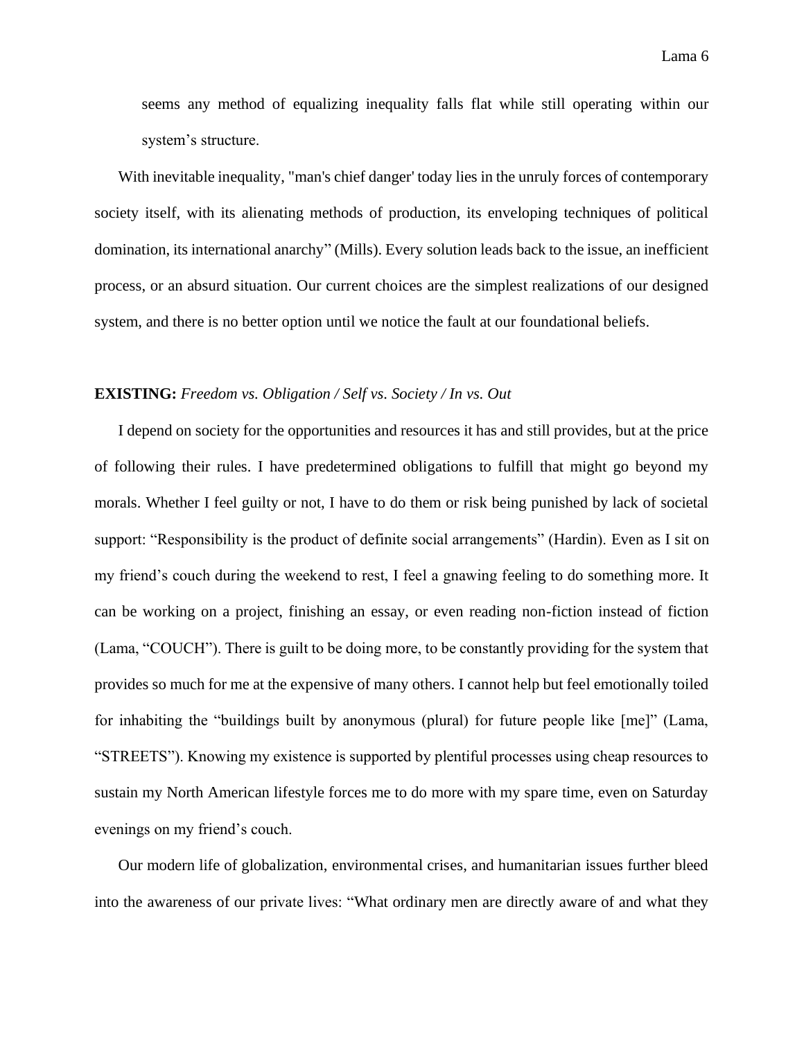seems any method of equalizing inequality falls flat while still operating within our system's structure.

With inevitable inequality, "man's chief danger' today lies in the unruly forces of contemporary society itself, with its alienating methods of production, its enveloping techniques of political domination, its international anarchy" (Mills). Every solution leads back to the issue, an inefficient process, or an absurd situation. Our current choices are the simplest realizations of our designed system, and there is no better option until we notice the fault at our foundational beliefs.

**EXISTING:** *Freedom vs. Obligation / Self vs. Society / In vs. Out*

I depend on society for the opportunities and resources it has and still provides, but at the price of following their rules. I have predetermined obligations to fulfill that might go beyond my morals. Whether I feel guilty or not, I have to do them or risk being punished by lack of societal support: "Responsibility is the product of definite social arrangements" (Hardin). Even as I sit on my friend's couch during the weekend to rest, I feel a gnawing feeling to do something more. It can be working on a project, finishing an essay, or even reading non-fiction instead of fiction (Lama, "COUCH"). There is guilt to be doing more, to be constantly providing for the system that provides so much for me at the expensive of many others. I cannot help but feel emotionally toiled for inhabiting the "buildings built by anonymous (plural) for future people like [me]" (Lama, "STREETS"). Knowing my existence is supported by plentiful processes using cheap resources to sustain my North American lifestyle forces me to do more with my spare time, even on Saturday evenings on my friend's couch.

Our modern life of globalization, environmental crises, and humanitarian issues further bleed into the awareness of our private lives: "What ordinary men are directly aware of and what they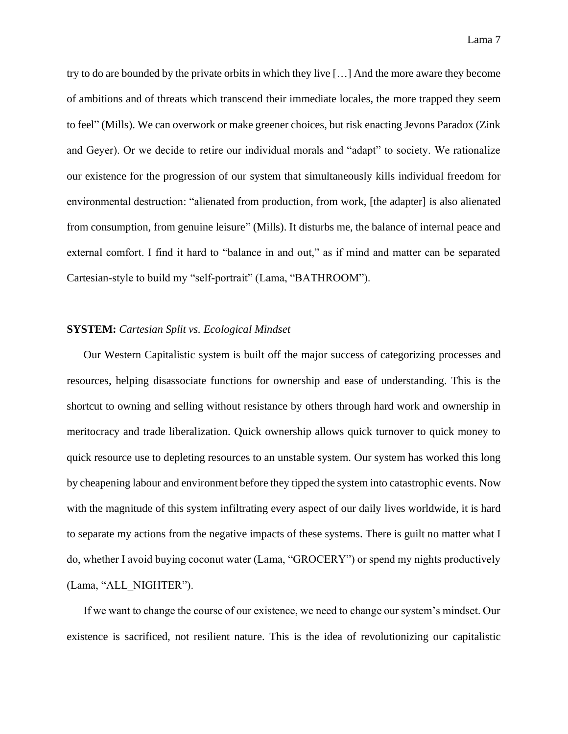try to do are bounded by the private orbits in which they live […] And the more aware they become of ambitions and of threats which transcend their immediate locales, the more trapped they seem to feel" (Mills). We can overwork or make greener choices, but risk enacting Jevons Paradox (Zink and Geyer). Or we decide to retire our individual morals and "adapt" to society. We rationalize our existence for the progression of our system that simultaneously kills individual freedom for environmental destruction: "alienated from production, from work, [the adapter] is also alienated from consumption, from genuine leisure" (Mills). It disturbs me, the balance of internal peace and external comfort. I find it hard to "balance in and out," as if mind and matter can be separated Cartesian-style to build my "self-portrait" (Lama, "BATHROOM").

**SYSTEM:** *Cartesian Split vs. Ecological Mindset*

Our Western Capitalistic system is built off the major success of categorizing processes and resources, helping disassociate functions for ownership and ease of understanding. This is the shortcut to owning and selling without resistance by others through hard work and ownership in meritocracy and trade liberalization. Quick ownership allows quick turnover to quick money to quick resource use to depleting resources to an unstable system. Our system has worked this long by cheapening labour and environment before they tipped the system into catastrophic events. Now with the magnitude of this system infiltrating every aspect of our daily lives worldwide, it is hard to separate my actions from the negative impacts of these systems. There is guilt no matter what I do, whether I avoid buying coconut water (Lama, "GROCERY") or spend my nights productively (Lama, "ALL_NIGHTER").

If we want to change the course of our existence, we need to change our system's mindset. Our existence is sacrificed, not resilient nature. This is the idea of revolutionizing our capitalistic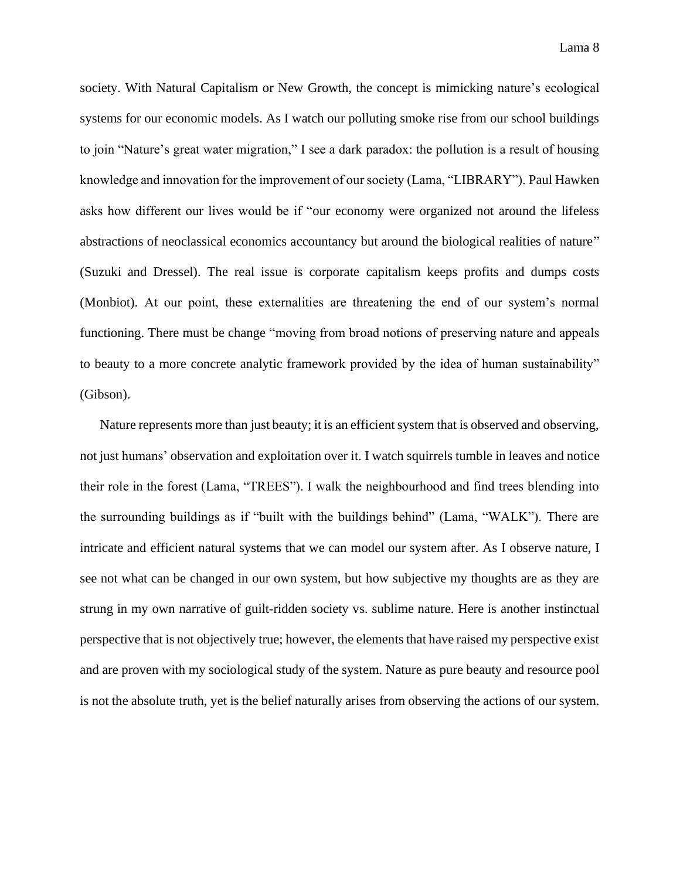society. With Natural Capitalism or New Growth, the concept is mimicking nature's ecological systems for our economic models. As I watch our polluting smoke rise from our school buildings to join "Nature's great water migration," I see a dark paradox: the pollution is a result of housing knowledge and innovation for the improvement of our society (Lama, "LIBRARY"). Paul Hawken asks how different our lives would be if "our economy were organized not around the lifeless abstractions of neoclassical economics accountancy but around the biological realities of nature" (Suzuki and Dressel). The real issue is corporate capitalism keeps profits and dumps costs (Monbiot). At our point, these externalities are threatening the end of our system's normal functioning. There must be change "moving from broad notions of preserving nature and appeals to beauty to a more concrete analytic framework provided by the idea of human sustainability" (Gibson).

Nature represents more than just beauty; it is an efficient system that is observed and observing, not just humans' observation and exploitation over it. I watch squirrels tumble in leaves and notice their role in the forest (Lama, "TREES"). I walk the neighbourhood and find trees blending into the surrounding buildings as if "built with the buildings behind" (Lama, "WALK"). There are intricate and efficient natural systems that we can model our system after. As I observe nature, I see not what can be changed in our own system, but how subjective my thoughts are as they are strung in my own narrative of guilt-ridden society vs. sublime nature. Here is another instinctual perspective that is not objectively true; however, the elements that have raised my perspective exist and are proven with my sociological study of the system. Nature as pure beauty and resource pool is not the absolute truth, yet is the belief naturally arises from observing the actions of our system.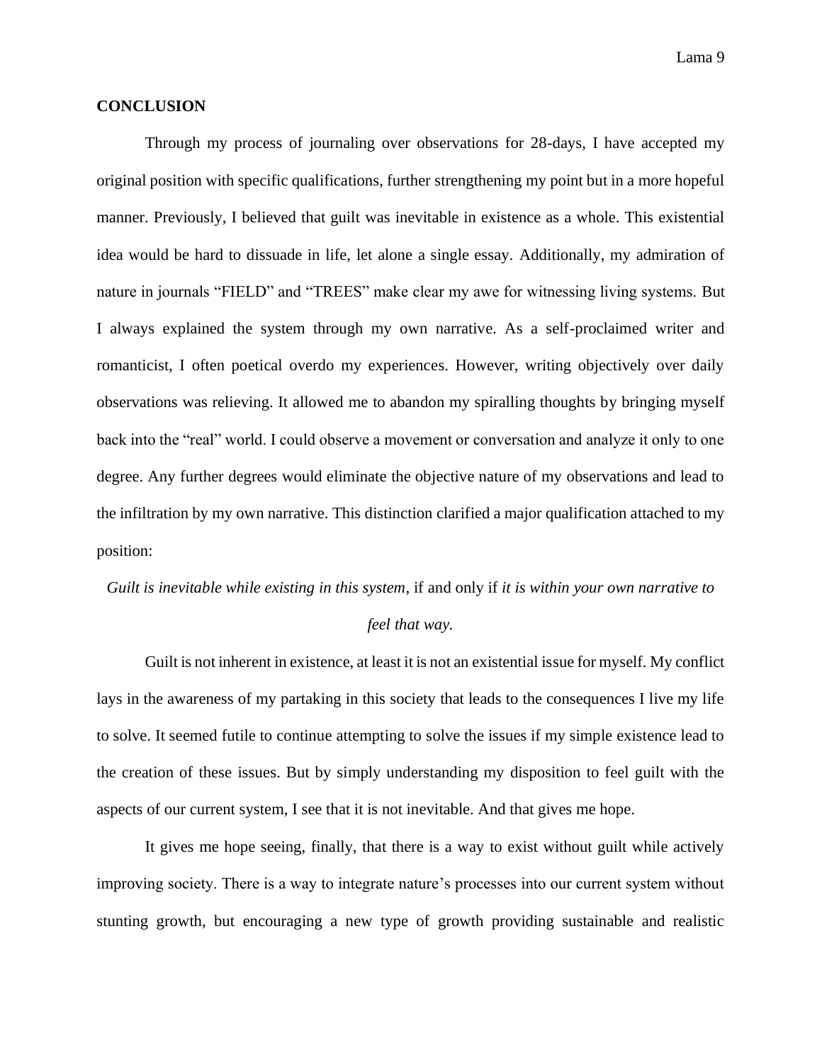## CONCLUSION

Through my process of journaling over observations for 28-days, I have accepted my original position with specific qualifications, further strengthening my point but in a more hopeful manner. Previously, I believed that guilt was inevitable in existence as a whole. This existential idea would be hard to dissuade in life, let alone a single essay. Additionally, my admiration of nature in journals "FIELD" and "TREES" make clear my awe for witnessing living systems. But I always explained the system through my own narrative. As a self-proclaimed writer and romanticist, I often poetical overdo my experiences. However, writing objectively over daily observations was relieving. It allowed me to abandon my spiralling thoughts by bringing myself back into the "real" world. I could observe a movement or conversation and analyze it only to one degree. Any further degrees would eliminate the objective nature of my observations and lead to the infiltration by my own narrative. This distinction clarified a major qualification attached to my position:

*Guilt is inevitable while existing in this system*, if and only if *it is within your own narrative to feel that way.*

Guilt is not inherent in existence, at least it is not an existential issue for myself. My conflict lays in the awareness of my partaking in this society that leads to the consequences I live my life to solve. It seemed futile to continue attempting to solve the issues if my simple existence lead to the creation of these issues. But by simply understanding my disposition to feel guilt with the aspects of our current system, I see that it is not inevitable. And that gives me hope.

It gives me hope seeing, finally, that there is a way to exist without guilt while actively improving society. There is a way to integrate nature's processes into our current system without stunting growth, but encouraging a new type of growth providing sustainable and realistic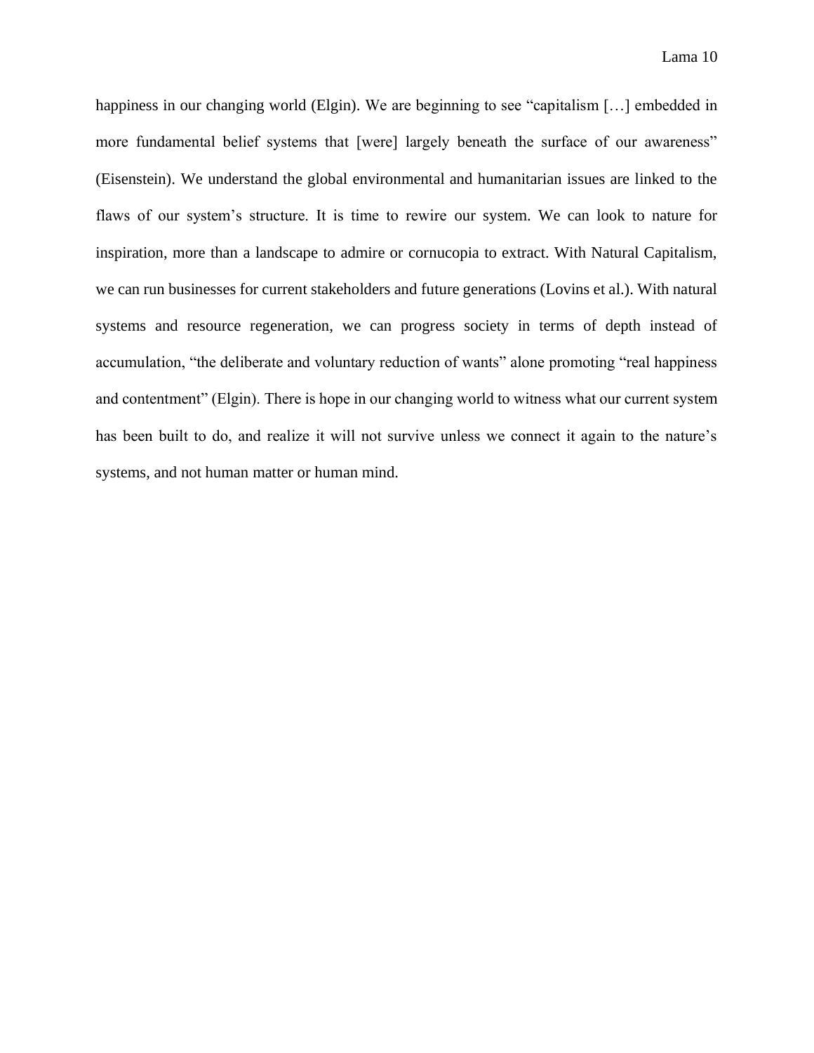happiness in our changing world (Elgin). We are beginning to see "capitalism […] embedded in more fundamental belief systems that [were] largely beneath the surface of our awareness" (Eisenstein). We understand the global environmental and humanitarian issues are linked to the flaws of our system's structure. It is time to rewire our system. We can look to nature for inspiration, more than a landscape to admire or cornucopia to extract. With Natural Capitalism, we can run businesses for current stakeholders and future generations (Lovins et al.). With natural systems and resource regeneration, we can progress society in terms of depth instead of accumulation, "the deliberate and voluntary reduction of wants" alone promoting "real happiness and contentment" (Elgin). There is hope in our changing world to witness what our current system has been built to do, and realize it will not survive unless we connect it again to the nature's systems, and not human matter or human mind.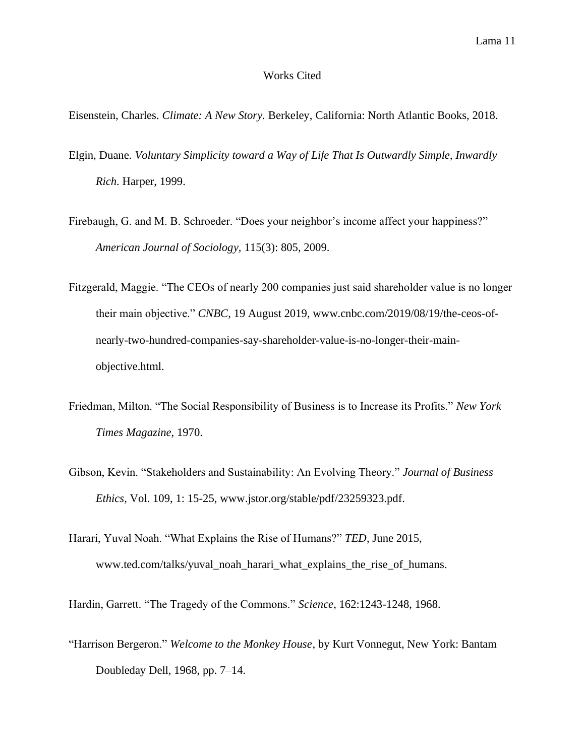# Works Cited

Eisenstein, Charles. *Climate: A New Story.* Berkeley, California: North Atlantic Books, 2018.

Elgin, Duane. *Voluntary Simplicity toward a Way of Life That Is Outwardly Simple, Inwardly Rich*. Harper, 1999.

Firebaugh, G. and M. B. Schroeder. "Does your neighbor's income affect your happiness?" *American Journal of Sociology*, 115(3): 805, 2009.

Fitzgerald, Maggie. "The CEOs of nearly 200 companies just said shareholder value is no longer their main objective." *CNBC,* 19 August 2019, www.cnbc.com/2019/08/19/the-ceos-of-nearly-two-hundred-companies-say-shareholder-value-is-no-longer-their-main-objective.html.

Friedman, Milton. "The Social Responsibility of Business is to Increase its Profits." *New York Times Magazine*, 1970.

Gibson, Kevin. "Stakeholders and Sustainability: An Evolving Theory." *Journal of Business Ethics*, Vol. 109, 1: 15-25, www.jstor.org/stable/pdf/23259323.pdf.

Harari, Yuval Noah. "What Explains the Rise of Humans?" *TED*, June 2015, www.ted.com/talks/yuval_noah_harari_what_explains_the_rise_of_humans.

Hardin, Garrett. "The Tragedy of the Commons." *Science*, 162:1243-1248, 1968.

"Harrison Bergeron." *Welcome to the Monkey House*, by Kurt Vonnegut, New York: Bantam Doubleday Dell, 1968, pp. 7–14.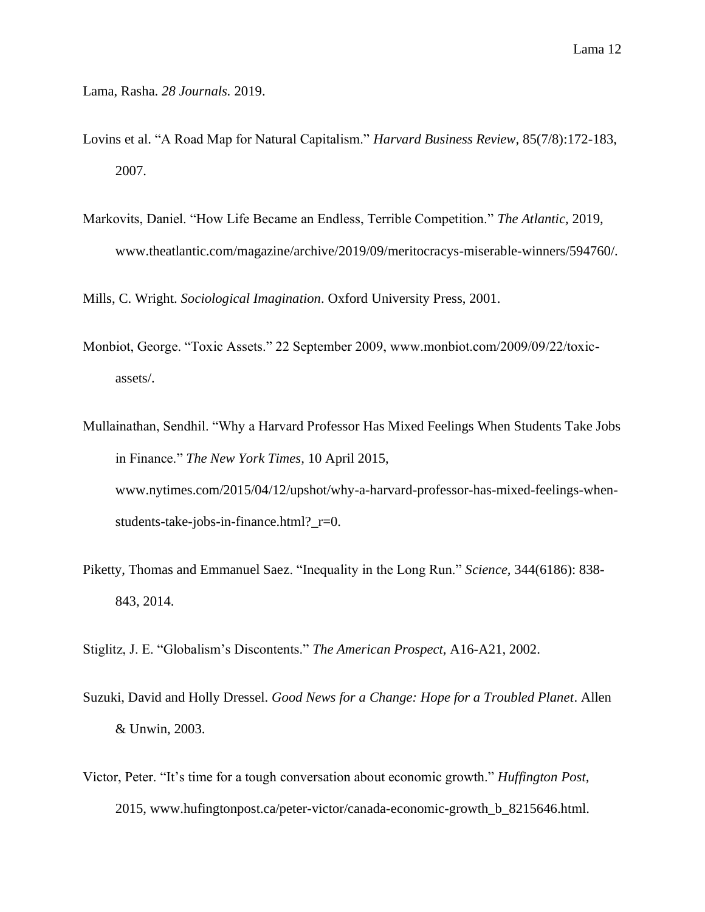Lama, Rasha. *28 Journals.* 2019.

Lovins et al. "A Road Map for Natural Capitalism." *Harvard Business Review,* 85(7/8):172-183, 2007.

Markovits, Daniel. "How Life Became an Endless, Terrible Competition." *The Atlantic,* 2019, www.theatlantic.com/magazine/archive/2019/09/meritocracys-miserable-winners/594760/.

Mills, C. Wright. *Sociological Imagination*. Oxford University Press, 2001.

Monbiot, George. "Toxic Assets." 22 September 2009, www.monbiot.com/2009/09/22/toxic-assets/.

Mullainathan, Sendhil. "Why a Harvard Professor Has Mixed Feelings When Students Take Jobs in Finance." *The New York Times,* 10 April 2015, www.nytimes.com/2015/04/12/upshot/why-a-harvard-professor-has-mixed-feelings-when-students-take-jobs-in-finance.html?_r=0.

Piketty, Thomas and Emmanuel Saez. "Inequality in the Long Run." *Science,* 344(6186): 838-843, 2014.

Stiglitz, J. E. "Globalism's Discontents." *The American Prospect,* A16-A21, 2002.

Suzuki, David and Holly Dressel. *Good News for a Change: Hope for a Troubled Planet*. Allen & Unwin, 2003.

Victor, Peter. "It's time for a tough conversation about economic growth." *Huffington Post,* 2015, www.hufingtonpost.ca/peter-victor/canada-economic-growth_b_8215646.html.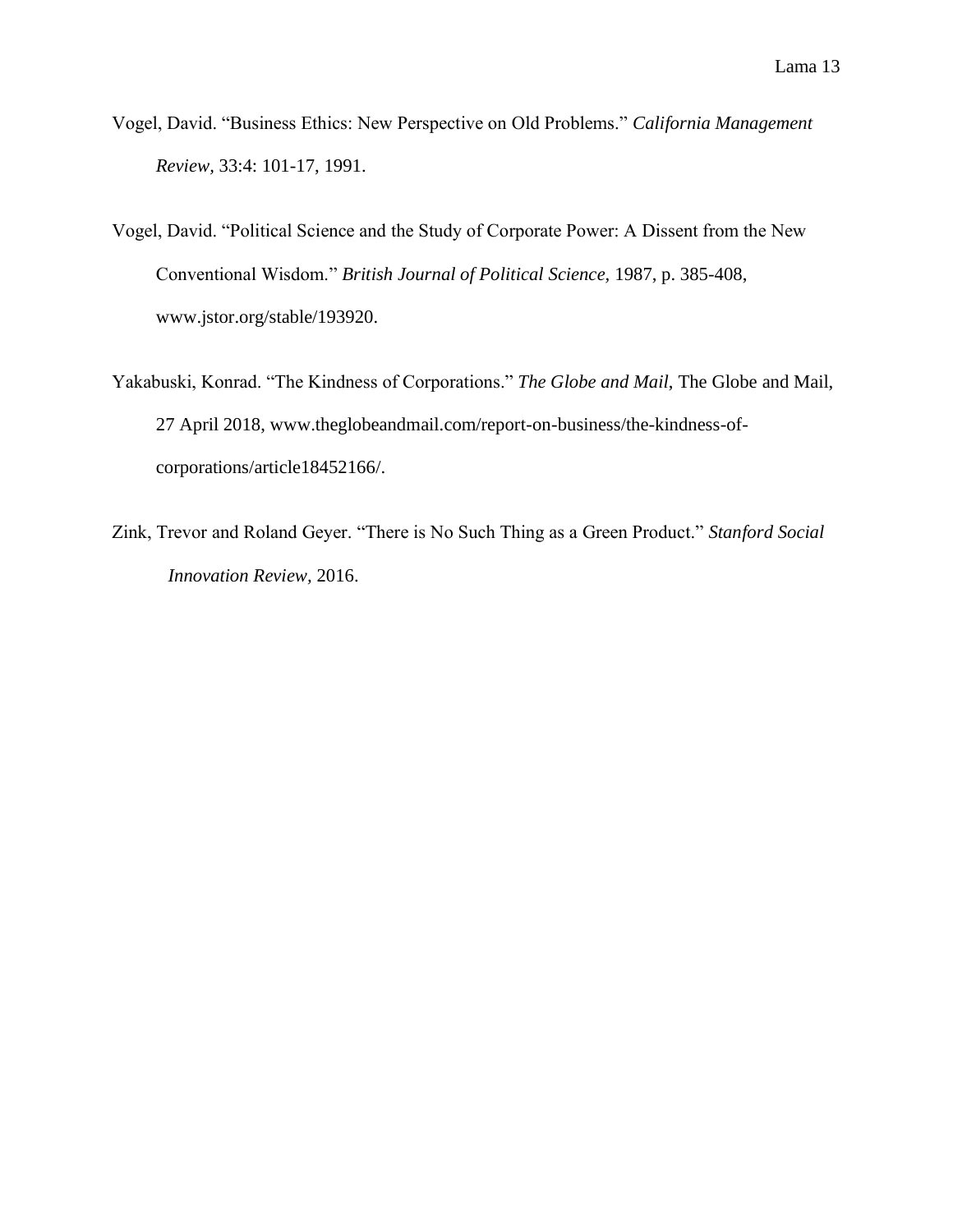Vogel, David. "Business Ethics: New Perspective on Old Problems." *California Management Review,* 33:4: 101-17, 1991.

Vogel, David. "Political Science and the Study of Corporate Power: A Dissent from the New Conventional Wisdom." *British Journal of Political Science,* 1987, p. 385-408, www.jstor.org/stable/193920.

Yakabuski, Konrad. "The Kindness of Corporations." *The Globe and Mail*, The Globe and Mail, 27 April 2018, www.theglobeandmail.com/report-on-business/the-kindness-of-corporations/article18452166/.

Zink, Trevor and Roland Geyer. "There is No Such Thing as a Green Product." *Stanford Social Innovation Review,* 2016.